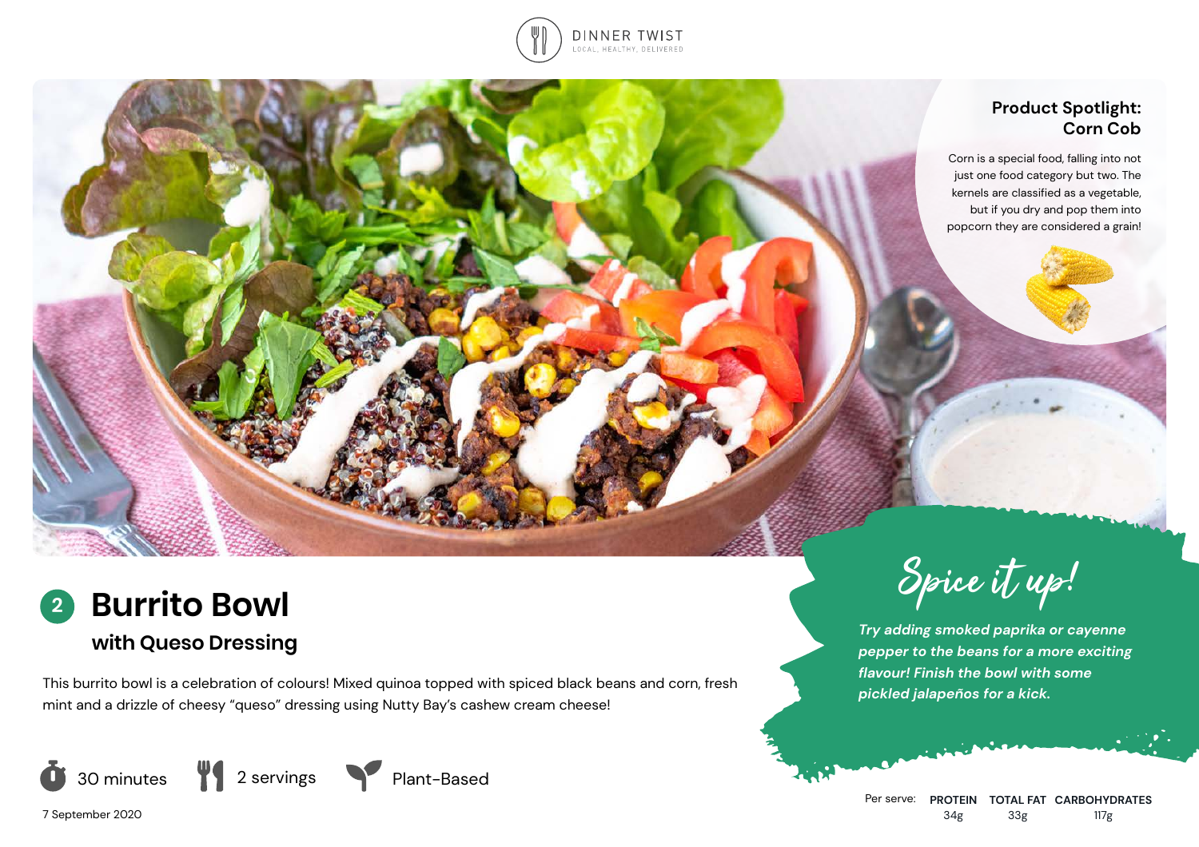DINNER TWIST
LOCAL, HEALTHY, DELIVERED

**Product Spotlight: Corn Cob**

Corn is a special food, falling into not just one food category but two. The kernels are classified as a vegetable, but if you dry and pop them into popcorn they are considered a grain!

# 2 Burrito Bowl

## with Queso Dressing

This burrito bowl is a celebration of colours! Mixed quinoa topped with spiced black beans and corn, fresh mint and a drizzle of cheesy "queso" dressing using Nutty Bay's cashew cream cheese!

30 minutes | 2 servings | Plant-Based

7 September 2020

**Spice it up!**

***Try adding smoked paprika or cayenne pepper to the beans for a more exciting flavour! Finish the bowl with some pickled jalapeños for a kick.***

| Per serve: | PROTEIN | TOTAL FAT | CARBOHYDRATES |
|---|---|---|---|
| | 34g | 33g | 117g |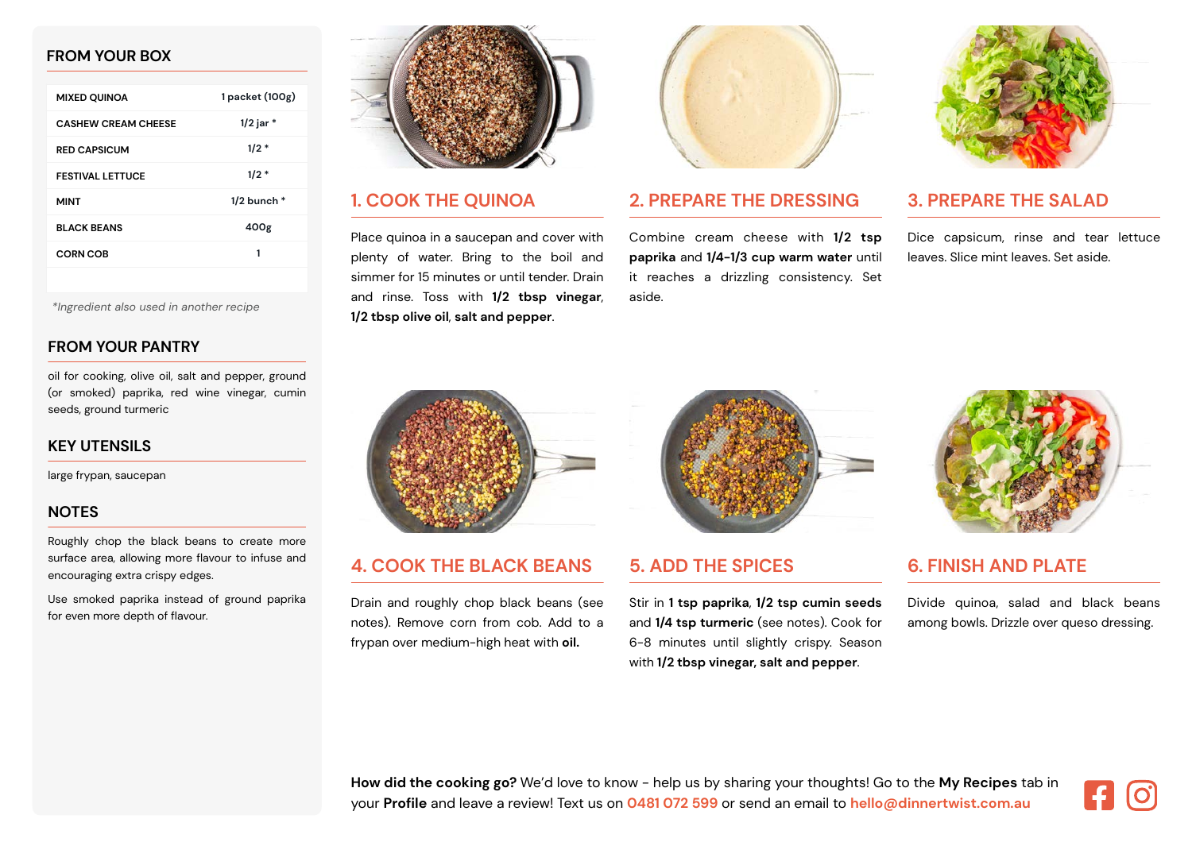## FROM YOUR BOX

| | |
|---|---|
| MIXED QUINOA | 1 packet (100g) |
| CASHEW CREAM CHEESE | 1/2 jar * |
| RED CAPSICUM | 1/2 * |
| FESTIVAL LETTUCE | 1/2 * |
| MINT | 1/2 bunch * |
| BLACK BEANS | 400g |
| CORN COB | 1 |

*\*Ingredient also used in another recipe*

## FROM YOUR PANTRY

oil for cooking, olive oil, salt and pepper, ground (or smoked) paprika, red wine vinegar, cumin seeds, ground turmeric

## KEY UTENSILS

large frypan, saucepan

## NOTES

Roughly chop the black beans to create more surface area, allowing more flavour to infuse and encouraging extra crispy edges.

Use smoked paprika instead of ground paprika for even more depth of flavour.

## 1. COOK THE QUINOA

Place quinoa in a saucepan and cover with plenty of water. Bring to the boil and simmer for 15 minutes or until tender. Drain and rinse. Toss with **1/2 tbsp vinegar**, **1/2 tbsp olive oil**, **salt and pepper**.

## 2. PREPARE THE DRESSING

Combine cream cheese with **1/2 tsp paprika** and **1/4-1/3 cup warm water** until it reaches a drizzling consistency. Set aside.

## 3. PREPARE THE SALAD

Dice capsicum, rinse and tear lettuce leaves. Slice mint leaves. Set aside.

## 4. COOK THE BLACK BEANS

Drain and roughly chop black beans (see notes). Remove corn from cob. Add to a frypan over medium-high heat with **oil.**

## 5. ADD THE SPICES

Stir in **1 tsp paprika**, **1/2 tsp cumin seeds** and **1/4 tsp turmeric** (see notes). Cook for 6-8 minutes until slightly crispy. Season with **1/2 tbsp vinegar, salt and pepper**.

## 6. FINISH AND PLATE

Divide quinoa, salad and black beans among bowls. Drizzle over queso dressing.

**How did the cooking go?** We'd love to know - help us by sharing your thoughts! Go to the **My Recipes** tab in your **Profile** and leave a review! Text us on 0481 072 599 or send an email to hello@dinnertwist.com.au